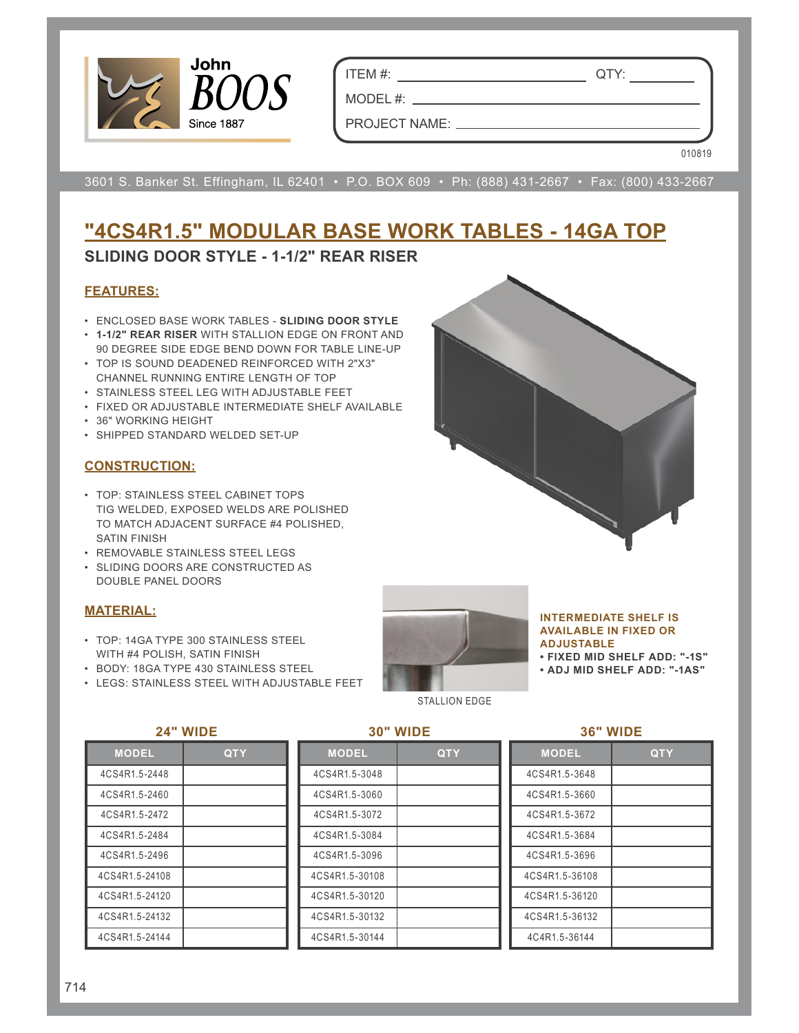John BOOS
Since 1887

ITEM #: ______________________ QTY: __________

MODEL #: ______________________________________

PROJECT NAME: _________________________________

010819

3601 S. Banker St. Effingham, IL 62401 • P.O. BOX 609 • Ph: (888) 431-2667 • Fax: (800) 433-2667

# "4CS4R1.5" MODULAR BASE WORK TABLES - 14GA TOP

## SLIDING DOOR STYLE - 1-1/2" REAR RISER

### FEATURES:

- ENCLOSED BASE WORK TABLES - **SLIDING DOOR STYLE**
- **1-1/2" REAR RISER** WITH STALLION EDGE ON FRONT AND 90 DEGREE SIDE EDGE BEND DOWN FOR TABLE LINE-UP
- TOP IS SOUND DEADENED REINFORCED WITH 2"X3" CHANNEL RUNNING ENTIRE LENGTH OF TOP
- STAINLESS STEEL LEG WITH ADJUSTABLE FEET
- FIXED OR ADJUSTABLE INTERMEDIATE SHELF AVAILABLE
- 36" WORKING HEIGHT
- SHIPPED STANDARD WELDED SET-UP

### CONSTRUCTION:

- TOP: STAINLESS STEEL CABINET TOPS TIG WELDED, EXPOSED WELDS ARE POLISHED TO MATCH ADJACENT SURFACE #4 POLISHED, SATIN FINISH
- REMOVABLE STAINLESS STEEL LEGS
- SLIDING DOORS ARE CONSTRUCTED AS DOUBLE PANEL DOORS

### MATERIAL:

- TOP: 14GA TYPE 300 STAINLESS STEEL WITH #4 POLISH, SATIN FINISH
- BODY: 18GA TYPE 430 STAINLESS STEEL
- LEGS: STAINLESS STEEL WITH ADJUSTABLE FEET

STALLION EDGE

**INTERMEDIATE SHELF IS AVAILABLE IN FIXED OR ADJUSTABLE**
- **FIXED MID SHELF ADD: "-1S"**
- **ADJ MID SHELF ADD: "-1AS"**

### 24" WIDE

| MODEL | QTY |
|---|---|
| 4CS4R1.5-2448 | |
| 4CS4R1.5-2460 | |
| 4CS4R1.5-2472 | |
| 4CS4R1.5-2484 | |
| 4CS4R1.5-2496 | |
| 4CS4R1.5-24108 | |
| 4CS4R1.5-24120 | |
| 4CS4R1.5-24132 | |
| 4CS4R1.5-24144 | |

### 30" WIDE

| MODEL | QTY |
|---|---|
| 4CS4R1.5-3048 | |
| 4CS4R1.5-3060 | |
| 4CS4R1.5-3072 | |
| 4CS4R1.5-3084 | |
| 4CS4R1.5-3096 | |
| 4CS4R1.5-30108 | |
| 4CS4R1.5-30120 | |
| 4CS4R1.5-30132 | |
| 4CS4R1.5-30144 | |

### 36" WIDE

| MODEL | QTY |
|---|---|
| 4CS4R1.5-3648 | |
| 4CS4R1.5-3660 | |
| 4CS4R1.5-3672 | |
| 4CS4R1.5-3684 | |
| 4CS4R1.5-3696 | |
| 4CS4R1.5-36108 | |
| 4CS4R1.5-36120 | |
| 4CS4R1.5-36132 | |
| 4C4R1.5-36144 | |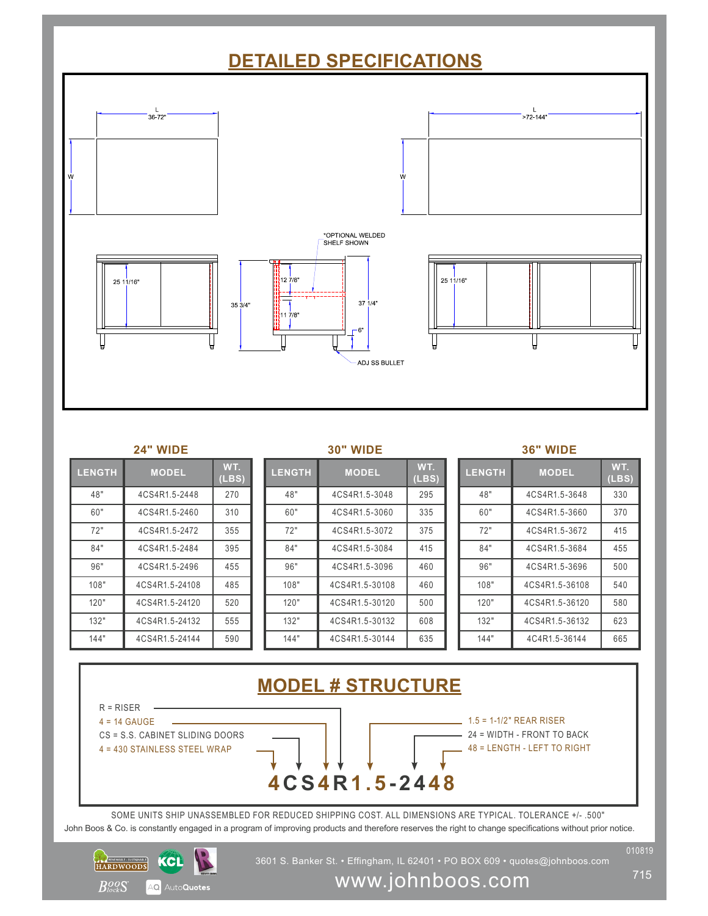# DETAILED SPECIFICATIONS

L
36-72"

W

L
>72-144"

W

*OPTIONAL WELDED SHELF SHOWN

25 11/16"

12 7/8"

35 3/4"

37 1/4"

11 7/8"

6"

25 11/16"

ADJ SS BULLET

### 24" WIDE

| LENGTH | MODEL | WT. (LBS) |
|---|---|---|
| 48" | 4CS4R1.5-2448 | 270 |
| 60" | 4CS4R1.5-2460 | 310 |
| 72" | 4CS4R1.5-2472 | 355 |
| 84" | 4CS4R1.5-2484 | 395 |
| 96" | 4CS4R1.5-2496 | 455 |
| 108" | 4CS4R1.5-24108 | 485 |
| 120" | 4CS4R1.5-24120 | 520 |
| 132" | 4CS4R1.5-24132 | 555 |
| 144" | 4CS4R1.5-24144 | 590 |

### 30" WIDE

| LENGTH | MODEL | WT. (LBS) |
|---|---|---|
| 48" | 4CS4R1.5-3048 | 295 |
| 60" | 4CS4R1.5-3060 | 335 |
| 72" | 4CS4R1.5-3072 | 375 |
| 84" | 4CS4R1.5-3084 | 415 |
| 96" | 4CS4R1.5-3096 | 460 |
| 108" | 4CS4R1.5-30108 | 460 |
| 120" | 4CS4R1.5-30120 | 500 |
| 132" | 4CS4R1.5-30132 | 608 |
| 144" | 4CS4R1.5-30144 | 635 |

### 36" WIDE

| LENGTH | MODEL | WT. (LBS) |
|---|---|---|
| 48" | 4CS4R1.5-3648 | 330 |
| 60" | 4CS4R1.5-3660 | 370 |
| 72" | 4CS4R1.5-3672 | 415 |
| 84" | 4CS4R1.5-3684 | 455 |
| 96" | 4CS4R1.5-3696 | 500 |
| 108" | 4CS4R1.5-36108 | 540 |
| 120" | 4CS4R1.5-36120 | 580 |
| 132" | 4CS4R1.5-36132 | 623 |
| 144" | 4C4R1.5-36144 | 665 |

## MODEL # STRUCTURE

R = RISER
4 = 14 GAUGE
CS = S.S. CABINET SLIDING DOORS
4 = 430 STAINLESS STEEL WRAP

1.5 = 1-1/2" REAR RISER
24 = WIDTH - FRONT TO BACK
48 = LENGTH - LEFT TO RIGHT

**4CS4R1.5-2448**

SOME UNITS SHIP UNASSEMBLED FOR REDUCED SHIPPING COST. ALL DIMENSIONS ARE TYPICAL. TOLERANCE +/- .500"

John Boos & Co. is constantly engaged in a program of improving products and therefore reserves the right to change specifications without prior notice.

010819

3601 S. Banker St. • Effingham, IL 62401 • PO BOX 609 • quotes@johnboos.com

www.johnboos.com